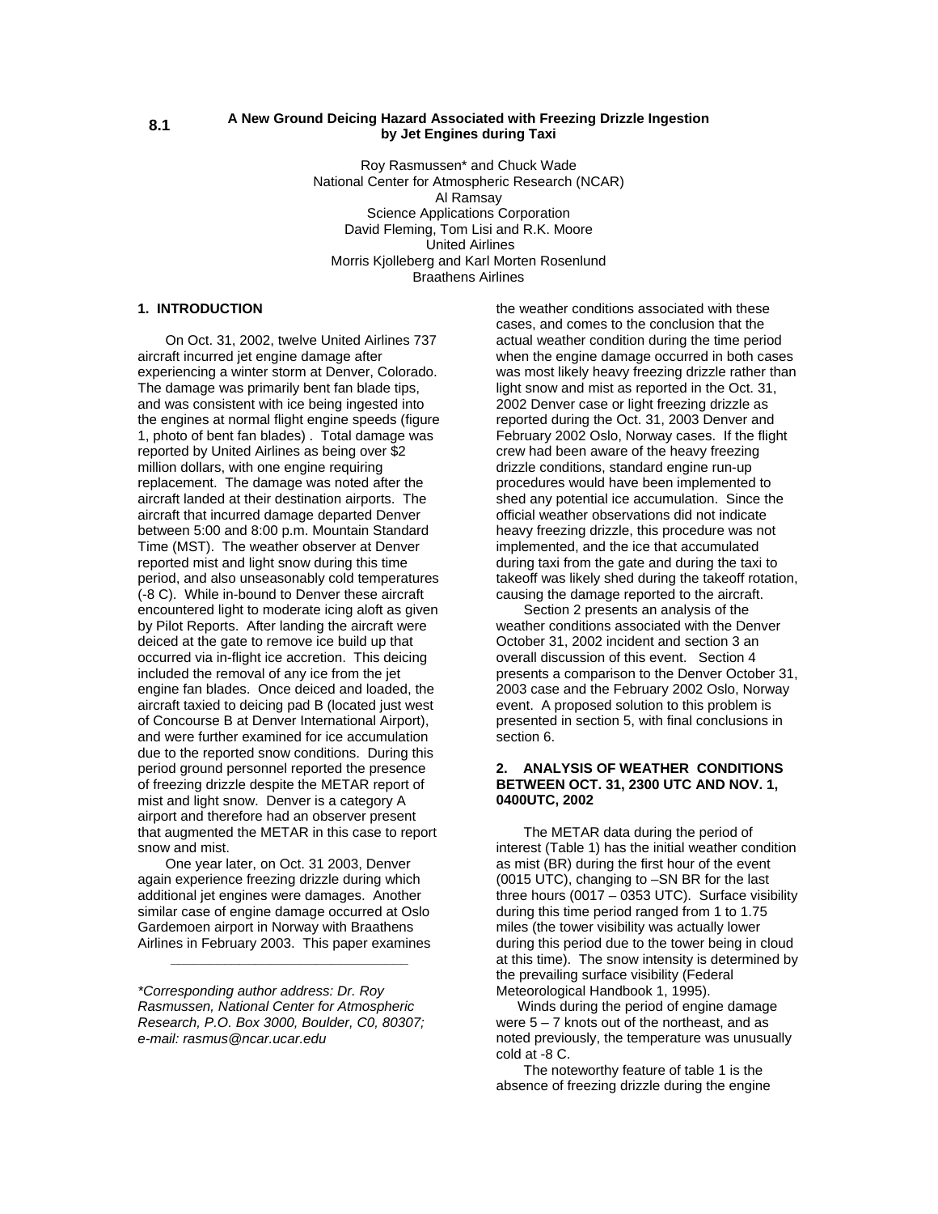# 8.1 A New Ground Deicing Hazard Associated with Freezing Drizzle Ingestion by Jet Engines during Taxi

Roy Rasmussen* and Chuck Wade
National Center for Atmospheric Research (NCAR)
Al Ramsay
Science Applications Corporation
David Fleming, Tom Lisi and R.K. Moore
United Airlines
Morris Kjolleberg and Karl Morten Rosenlund
Braathens Airlines

## 1. INTRODUCTION

On Oct. 31, 2002, twelve United Airlines 737 aircraft incurred jet engine damage after experiencing a winter storm at Denver, Colorado. The damage was primarily bent fan blade tips, and was consistent with ice being ingested into the engines at normal flight engine speeds (figure 1, photo of bent fan blades) . Total damage was reported by United Airlines as being over $2 million dollars, with one engine requiring replacement. The damage was noted after the aircraft landed at their destination airports. The aircraft that incurred damage departed Denver between 5:00 and 8:00 p.m. Mountain Standard Time (MST). The weather observer at Denver reported mist and light snow during this time period, and also unseasonably cold temperatures (-8 C). While in-bound to Denver these aircraft encountered light to moderate icing aloft as given by Pilot Reports. After landing the aircraft were deiced at the gate to remove ice build up that occurred via in-flight ice accretion. This deicing included the removal of any ice from the jet engine fan blades. Once deiced and loaded, the aircraft taxied to deicing pad B (located just west of Concourse B at Denver International Airport), and were further examined for ice accumulation due to the reported snow conditions. During this period ground personnel reported the presence of freezing drizzle despite the METAR report of mist and light snow. Denver is a category A airport and therefore had an observer present that augmented the METAR in this case to report snow and mist.

One year later, on Oct. 31 2003, Denver again experience freezing drizzle during which additional jet engines were damages. Another similar case of engine damage occurred at Oslo Gardemoen airport in Norway with Braathens Airlines in February 2003. This paper examines the weather conditions associated with these cases, and comes to the conclusion that the actual weather condition during the time period when the engine damage occurred in both cases was most likely heavy freezing drizzle rather than light snow and mist as reported in the Oct. 31, 2002 Denver case or light freezing drizzle as reported during the Oct. 31, 2003 Denver and February 2002 Oslo, Norway cases. If the flight crew had been aware of the heavy freezing drizzle conditions, standard engine run-up procedures would have been implemented to shed any potential ice accumulation. Since the official weather observations did not indicate heavy freezing drizzle, this procedure was not implemented, and the ice that accumulated during taxi from the gate and during the taxi to takeoff was likely shed during the takeoff rotation, causing the damage reported to the aircraft.

Section 2 presents an analysis of the weather conditions associated with the Denver October 31, 2002 incident and section 3 an overall discussion of this event. Section 4 presents a comparison to the Denver October 31, 2003 case and the February 2002 Oslo, Norway event. A proposed solution to this problem is presented in section 5, with final conclusions in section 6.

*\*Corresponding author address: Dr. Roy Rasmussen, National Center for Atmospheric Research, P.O. Box 3000, Boulder, C0, 80307; e-mail: rasmus@ncar.ucar.edu*

## 2. ANALYSIS OF WEATHER CONDITIONS BETWEEN OCT. 31, 2300 UTC AND NOV. 1, 0400UTC, 2002

The METAR data during the period of interest (Table 1) has the initial weather condition as mist (BR) during the first hour of the event (0015 UTC), changing to –SN BR for the last three hours (0017 – 0353 UTC). Surface visibility during this time period ranged from 1 to 1.75 miles (the tower visibility was actually lower during this period due to the tower being in cloud at this time). The snow intensity is determined by the prevailing surface visibility (Federal Meteorological Handbook 1, 1995).

Winds during the period of engine damage were 5 – 7 knots out of the northeast, and as noted previously, the temperature was unusually cold at -8 C.

The noteworthy feature of table 1 is the absence of freezing drizzle during the engine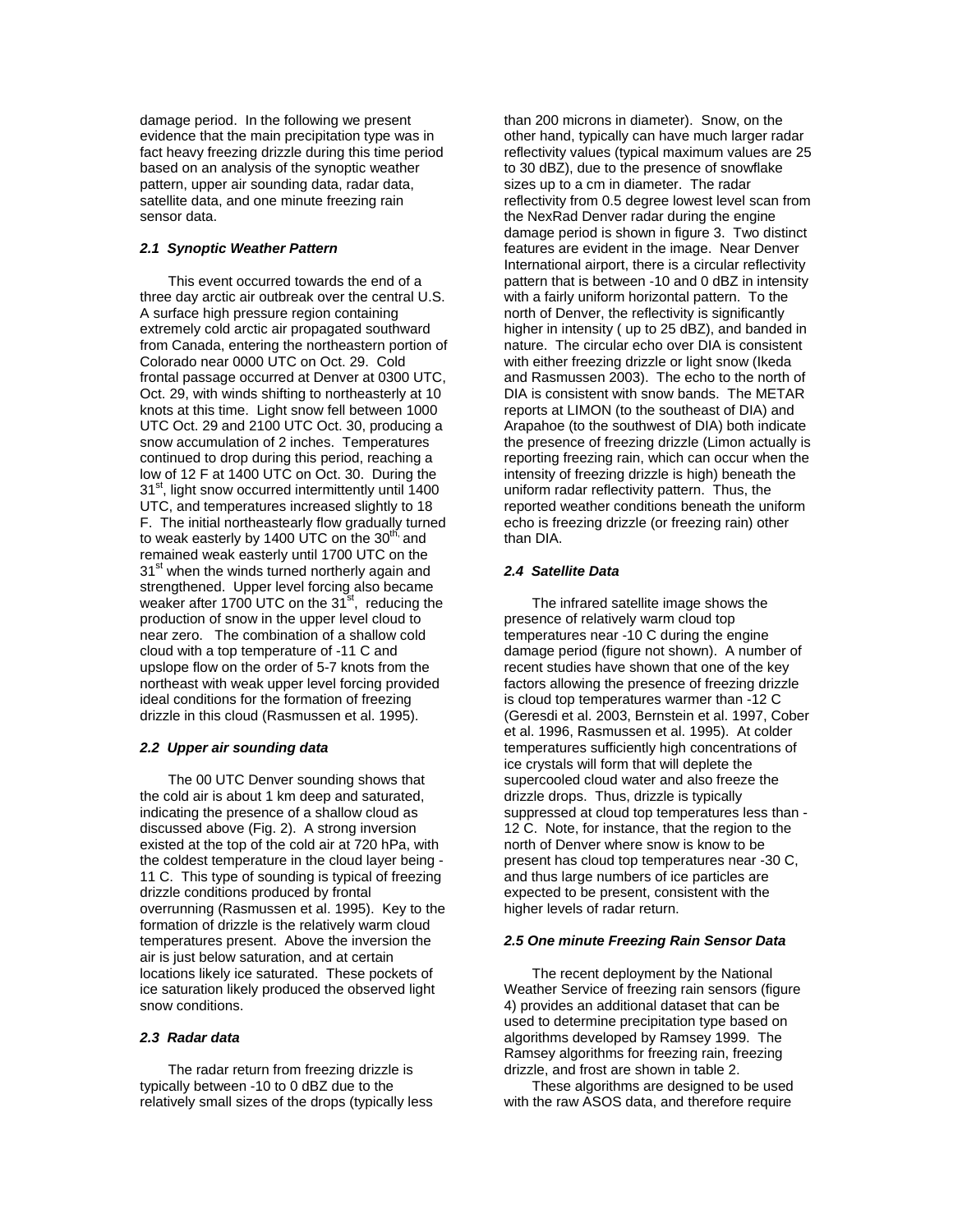damage period. In the following we present evidence that the main precipitation type was in fact heavy freezing drizzle during this time period based on an analysis of the synoptic weather pattern, upper air sounding data, radar data, satellite data, and one minute freezing rain sensor data.

### *2.1 Synoptic Weather Pattern*

This event occurred towards the end of a three day arctic air outbreak over the central U.S. A surface high pressure region containing extremely cold arctic air propagated southward from Canada, entering the northeastern portion of Colorado near 0000 UTC on Oct. 29. Cold frontal passage occurred at Denver at 0300 UTC, Oct. 29, with winds shifting to northeasterly at 10 knots at this time. Light snow fell between 1000 UTC Oct. 29 and 2100 UTC Oct. 30, producing a snow accumulation of 2 inches. Temperatures continued to drop during this period, reaching a low of 12 F at 1400 UTC on Oct. 30. During the 31st, light snow occurred intermittently until 1400 UTC, and temperatures increased slightly to 18 F. The initial northeasterly flow gradually turned to weak easterly by 1400 UTC on the 30th, and remained weak easterly until 1700 UTC on the 31st when the winds turned northerly again and strengthened. Upper level forcing also became weaker after 1700 UTC on the 31st, reducing the production of snow in the upper level cloud to near zero. The combination of a shallow cold cloud with a top temperature of -11 C and upslope flow on the order of 5-7 knots from the northeast with weak upper level forcing provided ideal conditions for the formation of freezing drizzle in this cloud (Rasmussen et al. 1995).

### *2.2 Upper air sounding data*

The 00 UTC Denver sounding shows that the cold air is about 1 km deep and saturated, indicating the presence of a shallow cloud as discussed above (Fig. 2). A strong inversion existed at the top of the cold air at 720 hPa, with the coldest temperature in the cloud layer being -11 C. This type of sounding is typical of freezing drizzle conditions produced by frontal overrunning (Rasmussen et al. 1995). Key to the formation of drizzle is the relatively warm cloud temperatures present. Above the inversion the air is just below saturation, and at certain locations likely ice saturated. These pockets of ice saturation likely produced the observed light snow conditions.

### *2.3 Radar data*

The radar return from freezing drizzle is typically between -10 to 0 dBZ due to the relatively small sizes of the drops (typically less than 200 microns in diameter). Snow, on the other hand, typically can have much larger radar reflectivity values (typical maximum values are 25 to 30 dBZ), due to the presence of snowflake sizes up to a cm in diameter. The radar reflectivity from 0.5 degree lowest level scan from the NexRad Denver radar during the engine damage period is shown in figure 3. Two distinct features are evident in the image. Near Denver International airport, there is a circular reflectivity pattern that is between -10 and 0 dBZ in intensity with a fairly uniform horizontal pattern. To the north of Denver, the reflectivity is significantly higher in intensity ( up to 25 dBZ), and banded in nature. The circular echo over DIA is consistent with either freezing drizzle or light snow (Ikeda and Rasmussen 2003). The echo to the north of DIA is consistent with snow bands. The METAR reports at LIMON (to the southeast of DIA) and Arapahoe (to the southwest of DIA) both indicate the presence of freezing drizzle (Limon actually is reporting freezing rain, which can occur when the intensity of freezing drizzle is high) beneath the uniform radar reflectivity pattern. Thus, the reported weather conditions beneath the uniform echo is freezing drizzle (or freezing rain) other than DIA.

### *2.4 Satellite Data*

The infrared satellite image shows the presence of relatively warm cloud top temperatures near -10 C during the engine damage period (figure not shown). A number of recent studies have shown that one of the key factors allowing the presence of freezing drizzle is cloud top temperatures warmer than -12 C (Geresdi et al. 2003, Bernstein et al. 1997, Cober et al. 1996, Rasmussen et al. 1995). At colder temperatures sufficiently high concentrations of ice crystals will form that will deplete the supercooled cloud water and also freeze the drizzle drops. Thus, drizzle is typically suppressed at cloud top temperatures less than -12 C. Note, for instance, that the region to the north of Denver where snow is know to be present has cloud top temperatures near -30 C, and thus large numbers of ice particles are expected to be present, consistent with the higher levels of radar return.

### *2.5 One minute Freezing Rain Sensor Data*

The recent deployment by the National Weather Service of freezing rain sensors (figure 4) provides an additional dataset that can be used to determine precipitation type based on algorithms developed by Ramsey 1999. The Ramsey algorithms for freezing rain, freezing drizzle, and frost are shown in table 2.

These algorithms are designed to be used with the raw ASOS data, and therefore require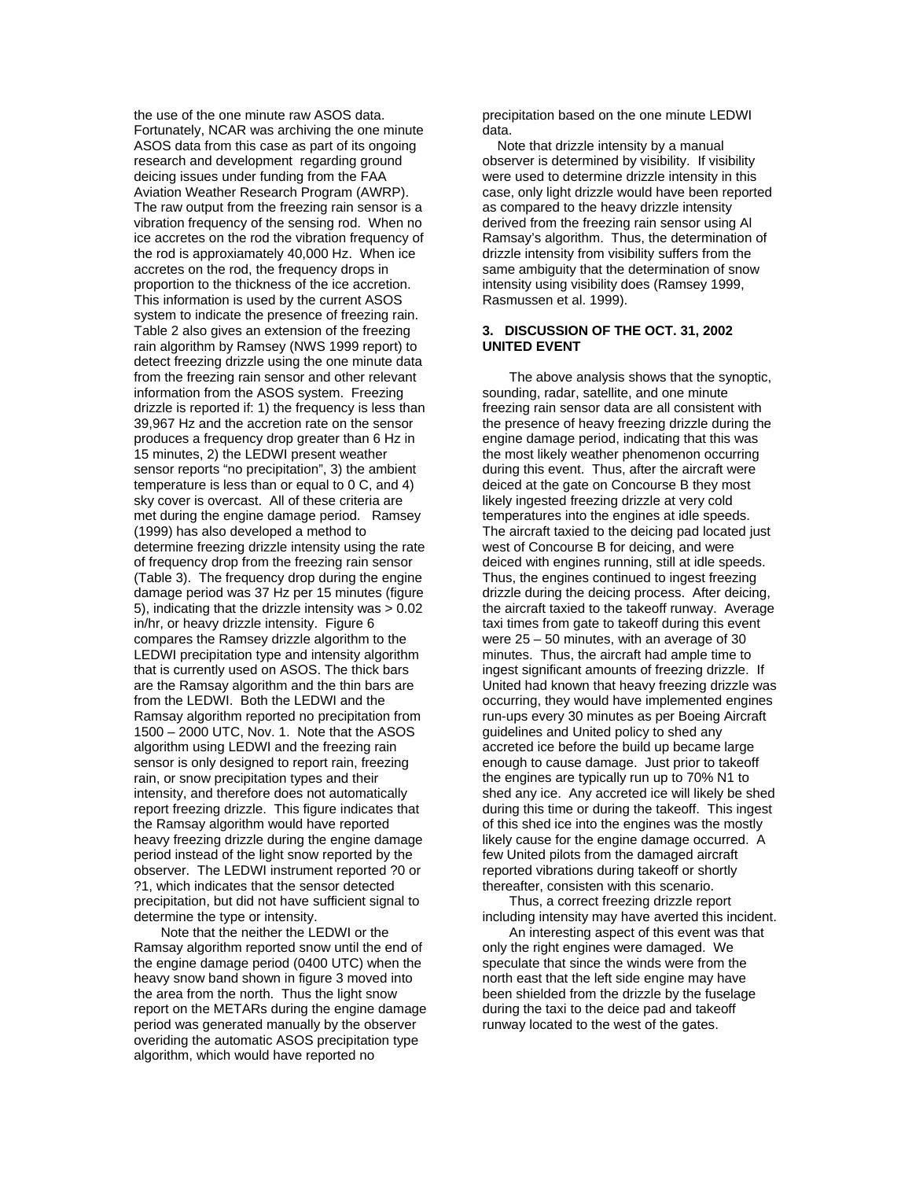the use of the one minute raw ASOS data. Fortunately, NCAR was archiving the one minute ASOS data from this case as part of its ongoing research and development regarding ground deicing issues under funding from the FAA Aviation Weather Research Program (AWRP). The raw output from the freezing rain sensor is a vibration frequency of the sensing rod. When no ice accretes on the rod the vibration frequency of the rod is approxiamately 40,000 Hz. When ice accretes on the rod, the frequency drops in proportion to the thickness of the ice accretion. This information is used by the current ASOS system to indicate the presence of freezing rain. Table 2 also gives an extension of the freezing rain algorithm by Ramsey (NWS 1999 report) to detect freezing drizzle using the one minute data from the freezing rain sensor and other relevant information from the ASOS system. Freezing drizzle is reported if: 1) the frequency is less than 39,967 Hz and the accretion rate on the sensor produces a frequency drop greater than 6 Hz in 15 minutes, 2) the LEDWI present weather sensor reports "no precipitation", 3) the ambient temperature is less than or equal to 0 C, and 4) sky cover is overcast. All of these criteria are met during the engine damage period. Ramsey (1999) has also developed a method to determine freezing drizzle intensity using the rate of frequency drop from the freezing rain sensor (Table 3). The frequency drop during the engine damage period was 37 Hz per 15 minutes (figure 5), indicating that the drizzle intensity was > 0.02 in/hr, or heavy drizzle intensity. Figure 6 compares the Ramsey drizzle algorithm to the LEDWI precipitation type and intensity algorithm that is currently used on ASOS. The thick bars are the Ramsay algorithm and the thin bars are from the LEDWI. Both the LEDWI and the Ramsay algorithm reported no precipitation from 1500 – 2000 UTC, Nov. 1. Note that the ASOS algorithm using LEDWI and the freezing rain sensor is only designed to report rain, freezing rain, or snow precipitation types and their intensity, and therefore does not automatically report freezing drizzle. This figure indicates that the Ramsay algorithm would have reported heavy freezing drizzle during the engine damage period instead of the light snow reported by the observer. The LEDWI instrument reported ?0 or ?1, which indicates that the sensor detected precipitation, but did not have sufficient signal to determine the type or intensity.

Note that the neither the LEDWI or the Ramsay algorithm reported snow until the end of the engine damage period (0400 UTC) when the heavy snow band shown in figure 3 moved into the area from the north. Thus the light snow report on the METARs during the engine damage period was generated manually by the observer overiding the automatic ASOS precipitation type algorithm, which would have reported no precipitation based on the one minute LEDWI data.

Note that drizzle intensity by a manual observer is determined by visibility. If visibility were used to determine drizzle intensity in this case, only light drizzle would have been reported as compared to the heavy drizzle intensity derived from the freezing rain sensor using Al Ramsay's algorithm. Thus, the determination of drizzle intensity from visibility suffers from the same ambiguity that the determination of snow intensity using visibility does (Ramsey 1999, Rasmussen et al. 1999).

### 3. DISCUSSION OF THE OCT. 31, 2002 UNITED EVENT

The above analysis shows that the synoptic, sounding, radar, satellite, and one minute freezing rain sensor data are all consistent with the presence of heavy freezing drizzle during the engine damage period, indicating that this was the most likely weather phenomenon occurring during this event. Thus, after the aircraft were deiced at the gate on Concourse B they most likely ingested freezing drizzle at very cold temperatures into the engines at idle speeds. The aircraft taxied to the deicing pad located just west of Concourse B for deicing, and were deiced with engines running, still at idle speeds. Thus, the engines continued to ingest freezing drizzle during the deicing process. After deicing, the aircraft taxied to the takeoff runway. Average taxi times from gate to takeoff during this event were 25 – 50 minutes, with an average of 30 minutes. Thus, the aircraft had ample time to ingest significant amounts of freezing drizzle. If United had known that heavy freezing drizzle was occurring, they would have implemented engines run-ups every 30 minutes as per Boeing Aircraft guidelines and United policy to shed any accreted ice before the build up became large enough to cause damage. Just prior to takeoff the engines are typically run up to 70% N1 to shed any ice. Any accreted ice will likely be shed during this time or during the takeoff. This ingest of this shed ice into the engines was the mostly likely cause for the engine damage occurred. A few United pilots from the damaged aircraft reported vibrations during takeoff or shortly thereafter, consisten with this scenario.

Thus, a correct freezing drizzle report including intensity may have averted this incident.

An interesting aspect of this event was that only the right engines were damaged. We speculate that since the winds were from the north east that the left side engine may have been shielded from the drizzle by the fuselage during the taxi to the deice pad and takeoff runway located to the west of the gates.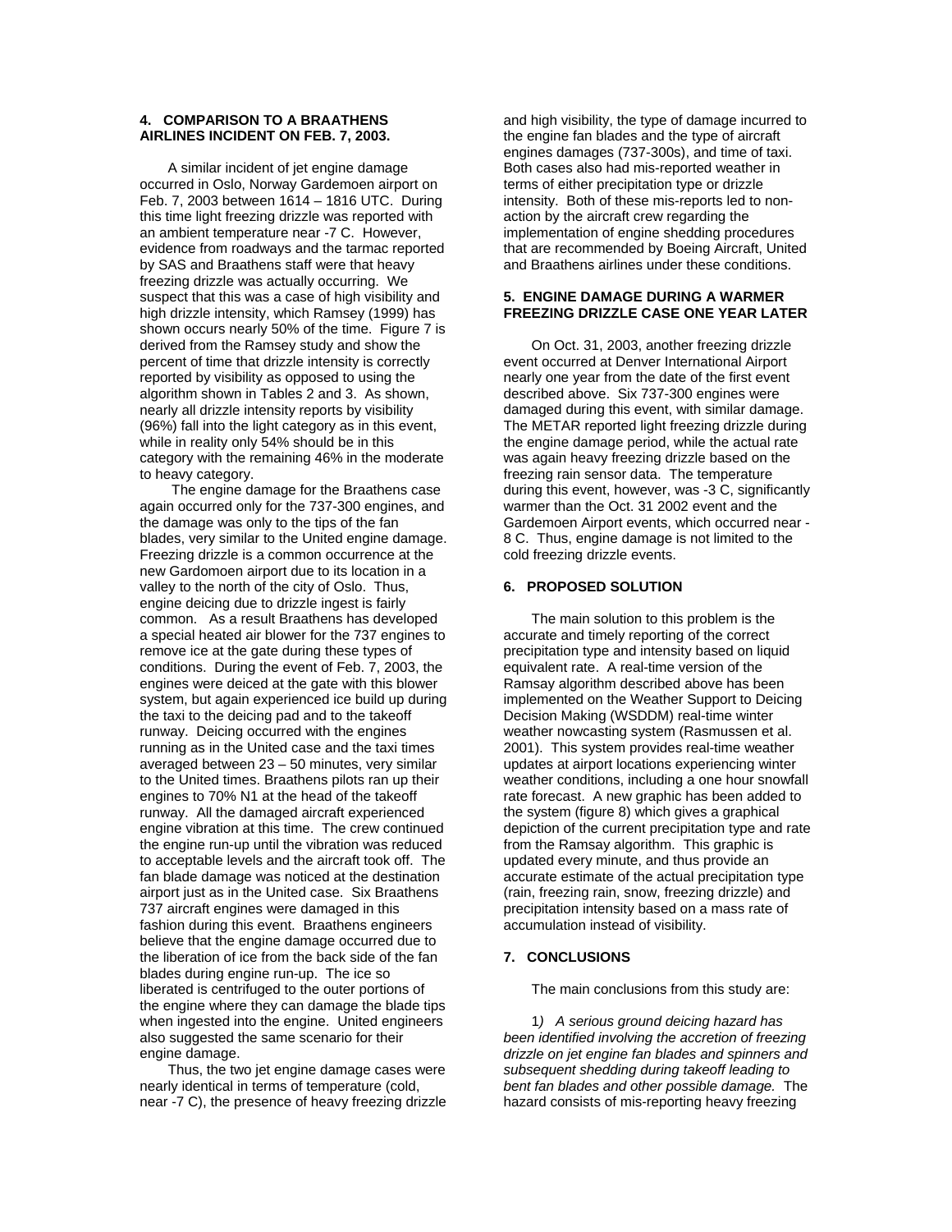## 4. COMPARISON TO A BRAATHENS AIRLINES INCIDENT ON FEB. 7, 2003.

A similar incident of jet engine damage occurred in Oslo, Norway Gardemoen airport on Feb. 7, 2003 between 1614 – 1816 UTC. During this time light freezing drizzle was reported with an ambient temperature near -7 C. However, evidence from roadways and the tarmac reported by SAS and Braathens staff were that heavy freezing drizzle was actually occurring. We suspect that this was a case of high visibility and high drizzle intensity, which Ramsey (1999) has shown occurs nearly 50% of the time. Figure 7 is derived from the Ramsey study and show the percent of time that drizzle intensity is correctly reported by visibility as opposed to using the algorithm shown in Tables 2 and 3. As shown, nearly all drizzle intensity reports by visibility (96%) fall into the light category as in this event, while in reality only 54% should be in this category with the remaining 46% in the moderate to heavy category.

The engine damage for the Braathens case again occurred only for the 737-300 engines, and the damage was only to the tips of the fan blades, very similar to the United engine damage. Freezing drizzle is a common occurrence at the new Gardomoen airport due to its location in a valley to the north of the city of Oslo. Thus, engine deicing due to drizzle ingest is fairly common. As a result Braathens has developed a special heated air blower for the 737 engines to remove ice at the gate during these types of conditions. During the event of Feb. 7, 2003, the engines were deiced at the gate with this blower system, but again experienced ice build up during the taxi to the deicing pad and to the takeoff runway. Deicing occurred with the engines running as in the United case and the taxi times averaged between 23 – 50 minutes, very similar to the United times. Braathens pilots ran up their engines to 70% N1 at the head of the takeoff runway. All the damaged aircraft experienced engine vibration at this time. The crew continued the engine run-up until the vibration was reduced to acceptable levels and the aircraft took off. The fan blade damage was noticed at the destination airport just as in the United case. Six Braathens 737 aircraft engines were damaged in this fashion during this event. Braathens engineers believe that the engine damage occurred due to the liberation of ice from the back side of the fan blades during engine run-up. The ice so liberated is centrifuged to the outer portions of the engine where they can damage the blade tips when ingested into the engine. United engineers also suggested the same scenario for their engine damage.

Thus, the two jet engine damage cases were nearly identical in terms of temperature (cold, near -7 C), the presence of heavy freezing drizzle and high visibility, the type of damage incurred to the engine fan blades and the type of aircraft engines damages (737-300s), and time of taxi. Both cases also had mis-reported weather in terms of either precipitation type or drizzle intensity. Both of these mis-reports led to non-action by the aircraft crew regarding the implementation of engine shedding procedures that are recommended by Boeing Aircraft, United and Braathens airlines under these conditions.

## 5. ENGINE DAMAGE DURING A WARMER FREEZING DRIZZLE CASE ONE YEAR LATER

On Oct. 31, 2003, another freezing drizzle event occurred at Denver International Airport nearly one year from the date of the first event described above. Six 737-300 engines were damaged during this event, with similar damage. The METAR reported light freezing drizzle during the engine damage period, while the actual rate was again heavy freezing drizzle based on the freezing rain sensor data. The temperature during this event, however, was -3 C, significantly warmer than the Oct. 31 2002 event and the Gardemoen Airport events, which occurred near -8 C. Thus, engine damage is not limited to the cold freezing drizzle events.

## 6. PROPOSED SOLUTION

The main solution to this problem is the accurate and timely reporting of the correct precipitation type and intensity based on liquid equivalent rate. A real-time version of the Ramsay algorithm described above has been implemented on the Weather Support to Deicing Decision Making (WSDDM) real-time winter weather nowcasting system (Rasmussen et al. 2001). This system provides real-time weather updates at airport locations experiencing winter weather conditions, including a one hour snowfall rate forecast. A new graphic has been added to the system (figure 8) which gives a graphical depiction of the current precipitation type and rate from the Ramsay algorithm. This graphic is updated every minute, and thus provide an accurate estimate of the actual precipitation type (rain, freezing rain, snow, freezing drizzle) and precipitation intensity based on a mass rate of accumulation instead of visibility.

## 7. CONCLUSIONS

The main conclusions from this study are:

1*) A serious ground deicing hazard has been identified involving the accretion of freezing drizzle on jet engine fan blades and spinners and subsequent shedding during takeoff leading to bent fan blades and other possible damage.* The hazard consists of mis-reporting heavy freezing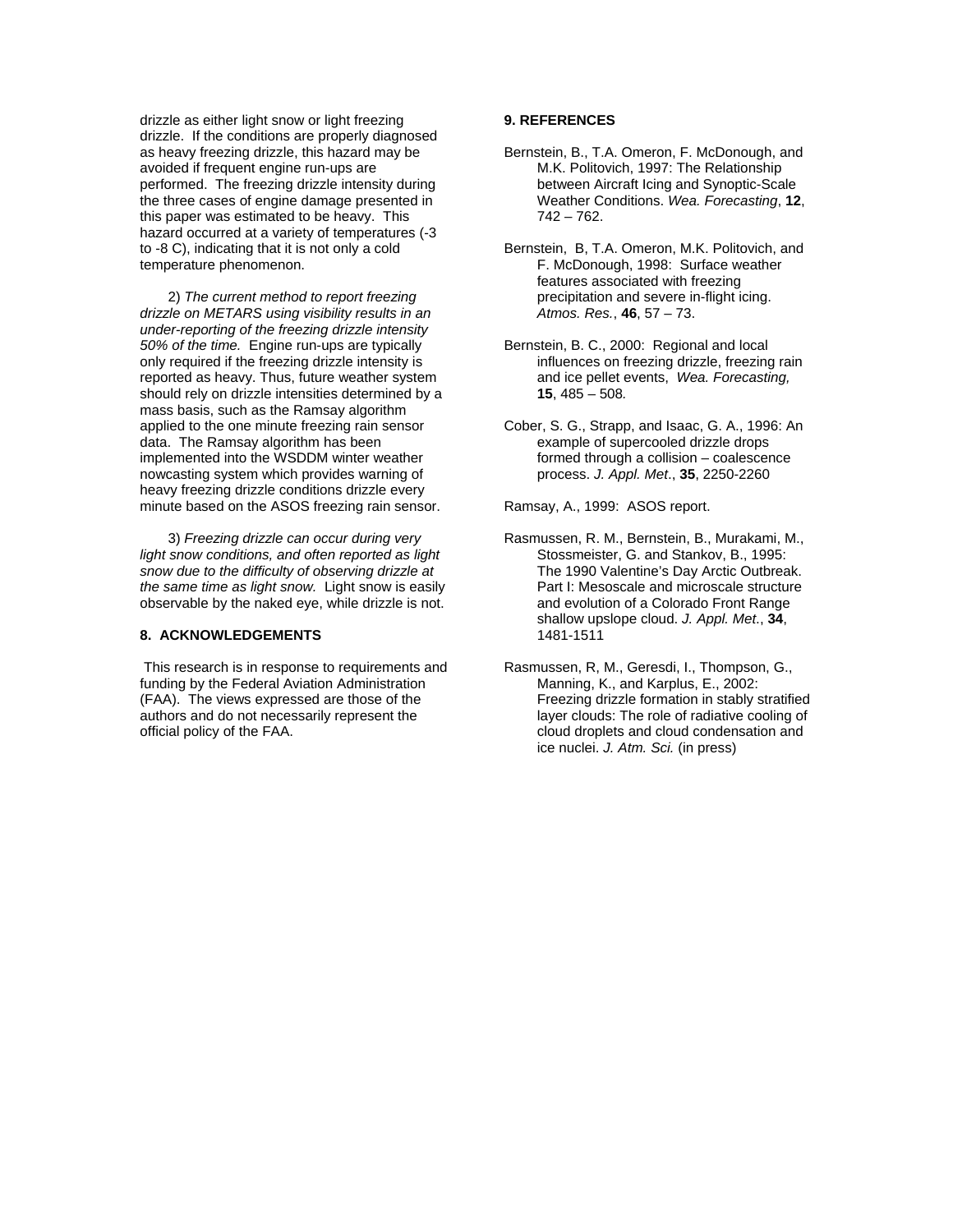drizzle as either light snow or light freezing drizzle. If the conditions are properly diagnosed as heavy freezing drizzle, this hazard may be avoided if frequent engine run-ups are performed. The freezing drizzle intensity during the three cases of engine damage presented in this paper was estimated to be heavy. This hazard occurred at a variety of temperatures (-3 to -8 C), indicating that it is not only a cold temperature phenomenon.

2) *The current method to report freezing drizzle on METARS using visibility results in an under-reporting of the freezing drizzle intensity 50% of the time.* Engine run-ups are typically only required if the freezing drizzle intensity is reported as heavy. Thus, future weather system should rely on drizzle intensities determined by a mass basis, such as the Ramsay algorithm applied to the one minute freezing rain sensor data. The Ramsay algorithm has been implemented into the WSDDM winter weather nowcasting system which provides warning of heavy freezing drizzle conditions drizzle every minute based on the ASOS freezing rain sensor.

3) *Freezing drizzle can occur during very light snow conditions, and often reported as light snow due to the difficulty of observing drizzle at the same time as light snow.* Light snow is easily observable by the naked eye, while drizzle is not.

## 8. ACKNOWLEDGEMENTS

This research is in response to requirements and funding by the Federal Aviation Administration (FAA). The views expressed are those of the authors and do not necessarily represent the official policy of the FAA.

## 9. REFERENCES

Bernstein, B., T.A. Omeron, F. McDonough, and M.K. Politovich, 1997: The Relationship between Aircraft Icing and Synoptic-Scale Weather Conditions. *Wea. Forecasting*, **12**, 742 – 762.

Bernstein, B, T.A. Omeron, M.K. Politovich, and F. McDonough, 1998: Surface weather features associated with freezing precipitation and severe in-flight icing. *Atmos. Res.*, **46**, 57 – 73.

Bernstein, B. C., 2000: Regional and local influences on freezing drizzle, freezing rain and ice pellet events, *Wea. Forecasting,* **15**, 485 – 508*.*

Cober, S. G., Strapp, and Isaac, G. A., 1996: An example of supercooled drizzle drops formed through a collision – coalescence process. *J. Appl. Met*., **35**, 2250-2260

Ramsay, A., 1999: ASOS report.

Rasmussen, R. M., Bernstein, B., Murakami, M., Stossmeister, G. and Stankov, B., 1995: The 1990 Valentine's Day Arctic Outbreak. Part I: Mesoscale and microscale structure and evolution of a Colorado Front Range shallow upslope cloud. *J. Appl. Met.*, **34**, 1481-1511

Rasmussen, R, M., Geresdi, I., Thompson, G., Manning, K., and Karplus, E., 2002: Freezing drizzle formation in stably stratified layer clouds: The role of radiative cooling of cloud droplets and cloud condensation and ice nuclei. *J. Atm. Sci.* (in press)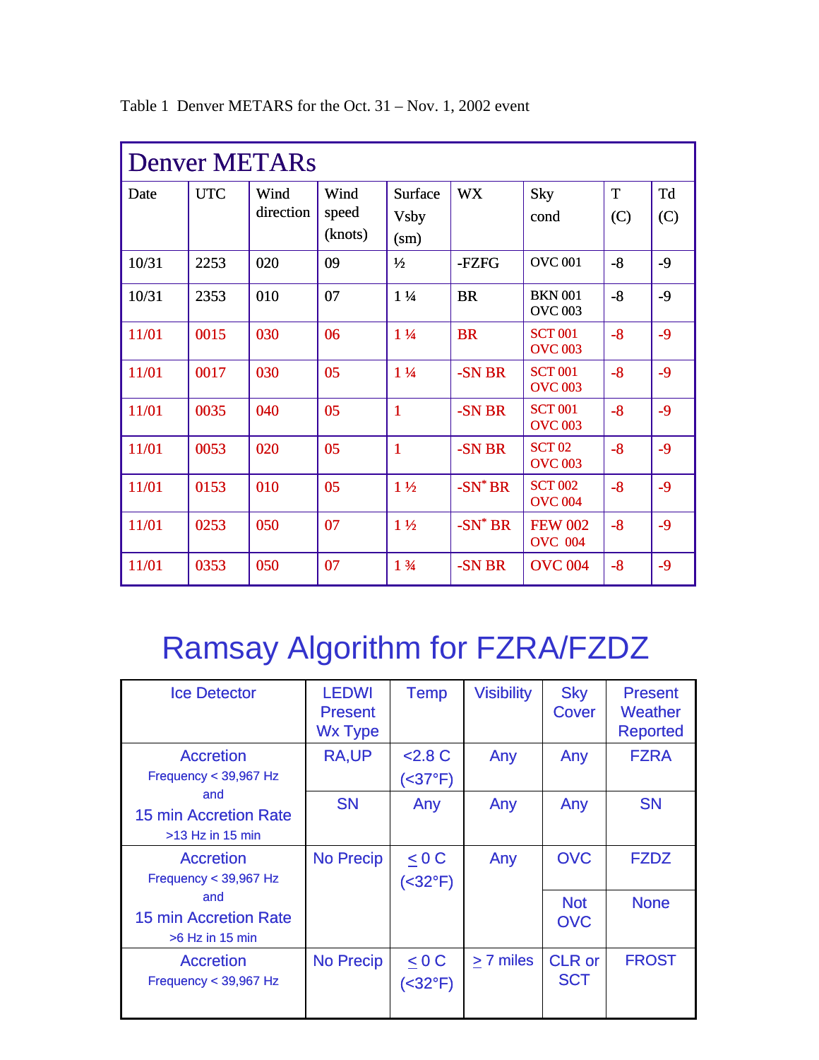Table 1 Denver METARS for the Oct. 31 – Nov. 1, 2002 event

| Denver METARs | | | | | | | | |
|---|---|---|---|---|---|---|---|---|
| Date | UTC | Wind direction | Wind speed (knots) | Surface Vsby (sm) | WX | Sky cond | T (C) | Td (C) |
| 10/31 | 2253 | 020 | 09 | ½ | -FZFG | OVC 001 | -8 | -9 |
| 10/31 | 2353 | 010 | 07 | 1 ¼ | BR | BKN 001 OVC 003 | -8 | -9 |
| 11/01 | 0015 | 030 | 06 | 1 ¼ | BR | SCT 001 OVC 003 | -8 | -9 |
| 11/01 | 0017 | 030 | 05 | 1 ¼ | -SN BR | SCT 001 OVC 003 | -8 | -9 |
| 11/01 | 0035 | 040 | 05 | 1 | -SN BR | SCT 001 OVC 003 | -8 | -9 |
| 11/01 | 0053 | 020 | 05 | 1 | -SN BR | SCT 02 OVC 003 | -8 | -9 |
| 11/01 | 0153 | 010 | 05 | 1 ½ | -SN* BR | SCT 002 OVC 004 | -8 | -9 |
| 11/01 | 0253 | 050 | 07 | 1 ½ | -SN* BR | FEW 002 OVC 004 | -8 | -9 |
| 11/01 | 0353 | 050 | 07 | 1 ¾ | -SN BR | OVC 004 | -8 | -9 |

# Ramsay Algorithm for FZRA/FZDZ

| Ice Detector | LEDWI Present Wx Type | Temp | Visibility | Sky Cover | Present Weather Reported |
|---|---|---|---|---|---|
| Accretion Frequency < 39,967 Hz and 15 min Accretion Rate >13 Hz in 15 min | RA,UP | <2.8 C (<37°F) | Any | Any | FZRA |
| | SN | Any | Any | Any | SN |
| Accretion Frequency < 39,967 Hz and 15 min Accretion Rate >6 Hz in 15 min | No Precip | $\leq$ 0 C (<32°F) | Any | OVC | FZDZ |
| | | | | Not OVC | None |
| Accretion Frequency < 39,967 Hz | No Precip | $\leq$ 0 C (<32°F) | $\geq$ 7 miles | CLR or SCT | FROST |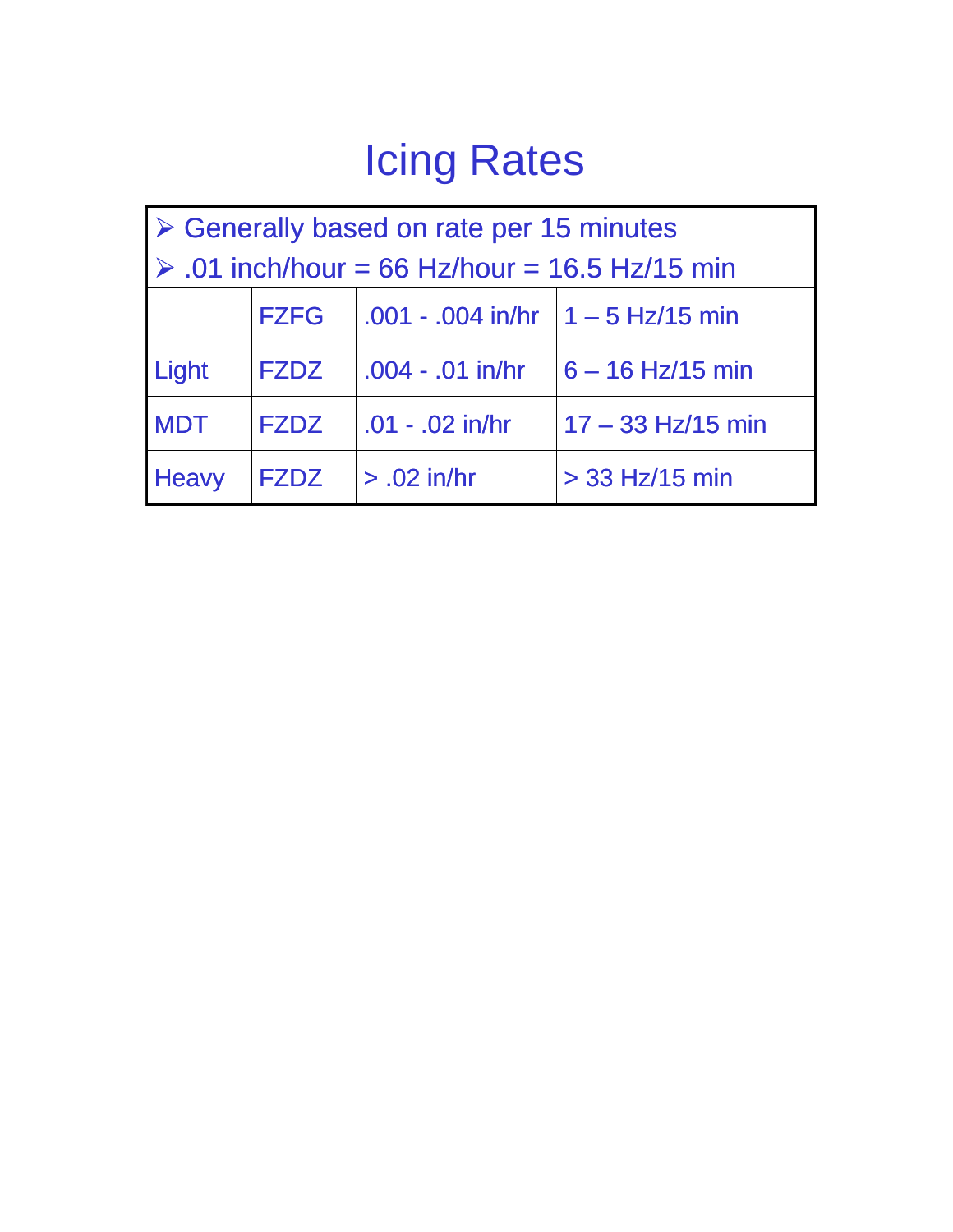# Icing Rates

- Generally based on rate per 15 minutes
- .01 inch/hour = 66 Hz/hour = 16.5 Hz/15 min

| | | | |
|---|---|---|---|
| | FZFG | .001 - .004 in/hr | 1 – 5 Hz/15 min |
| Light | FZDZ | .004 - .01 in/hr | 6 – 16 Hz/15 min |
| MDT | FZDZ | .01 - .02 in/hr | 17 – 33 Hz/15 min |
| Heavy | FZDZ | > .02 in/hr | > 33 Hz/15 min |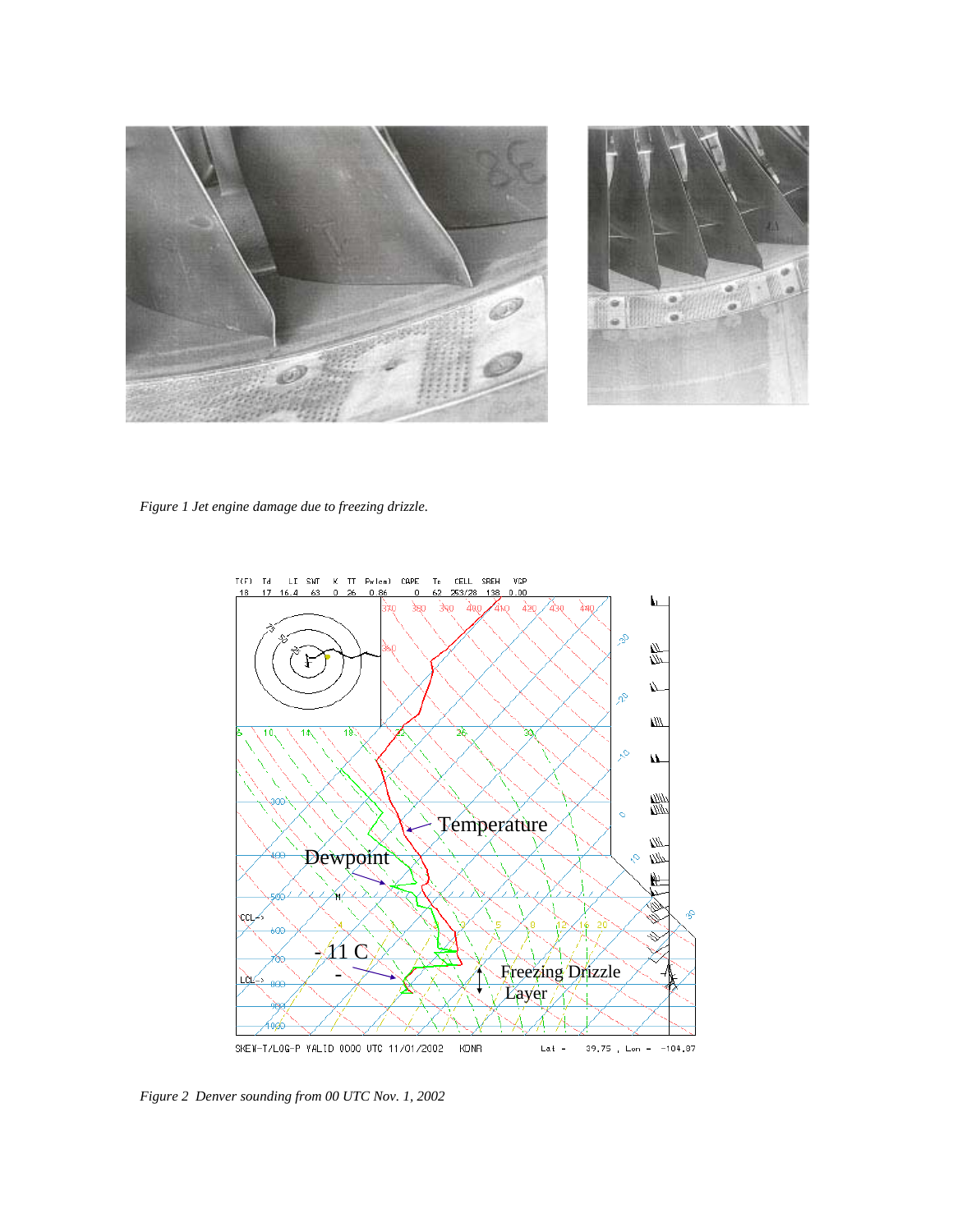*Figure 1 Jet engine damage due to freezing drizzle.*

*Figure 2 Denver sounding from 00 UTC Nov. 1, 2002*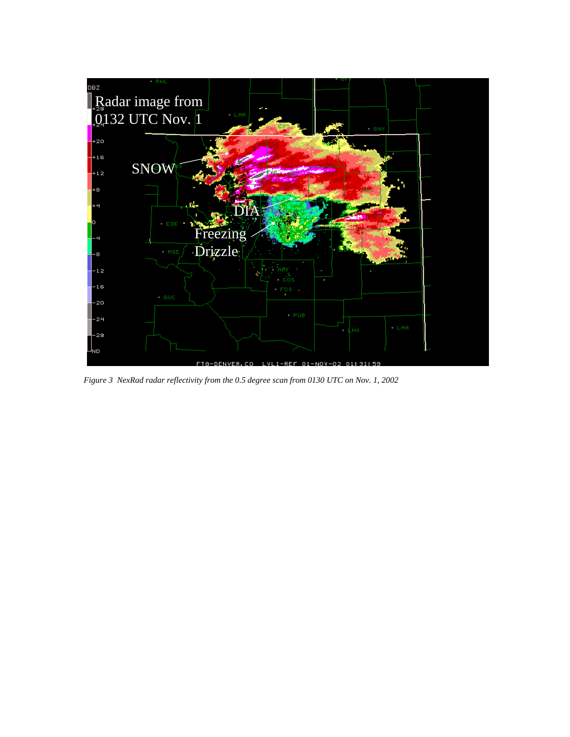*Figure 3  NexRad radar reflectivity from the 0.5 degree scan from 0130 UTC on Nov. 1, 2002*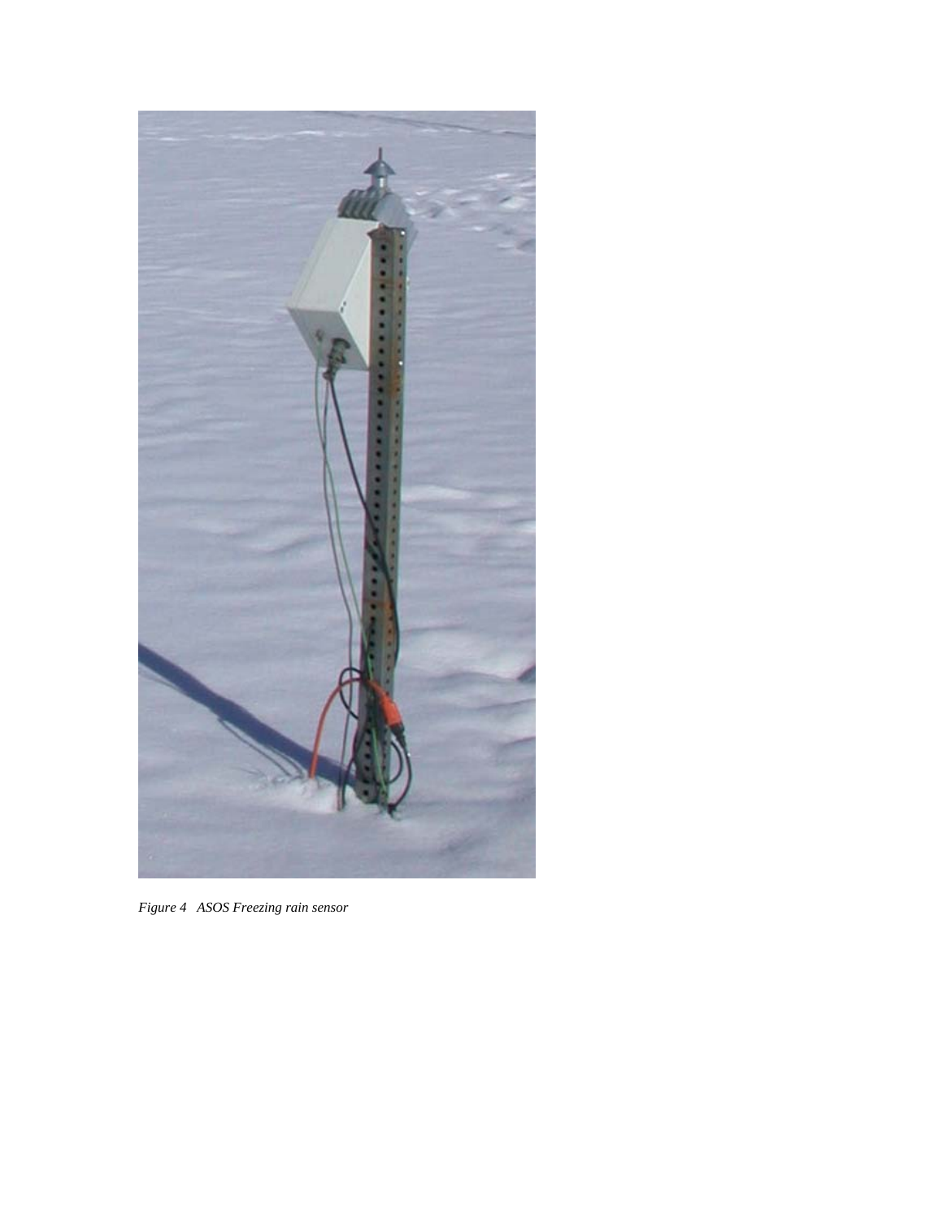*Figure 4 ASOS Freezing rain sensor*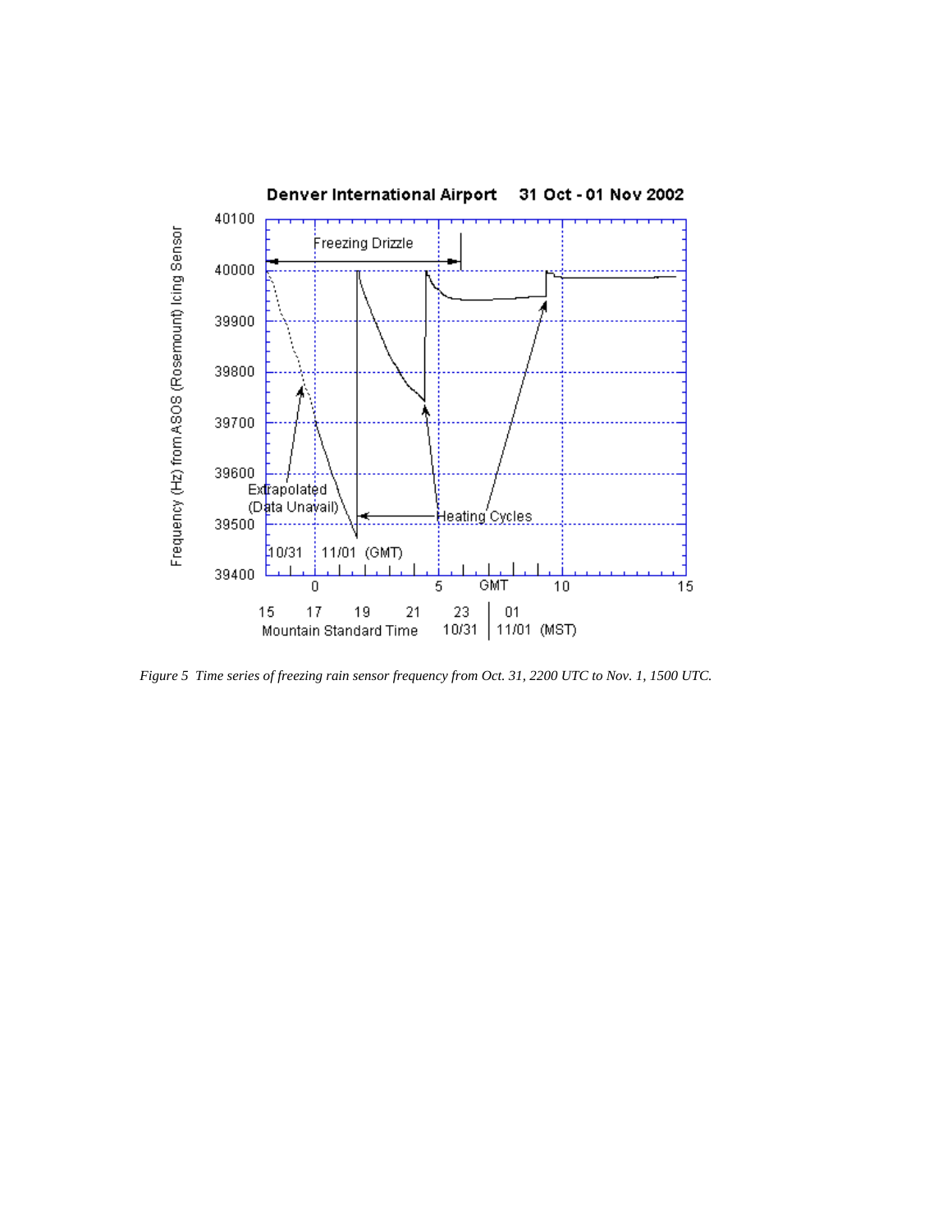*Figure 5 Time series of freezing rain sensor frequency from Oct. 31, 2200 UTC to Nov. 1, 1500 UTC.*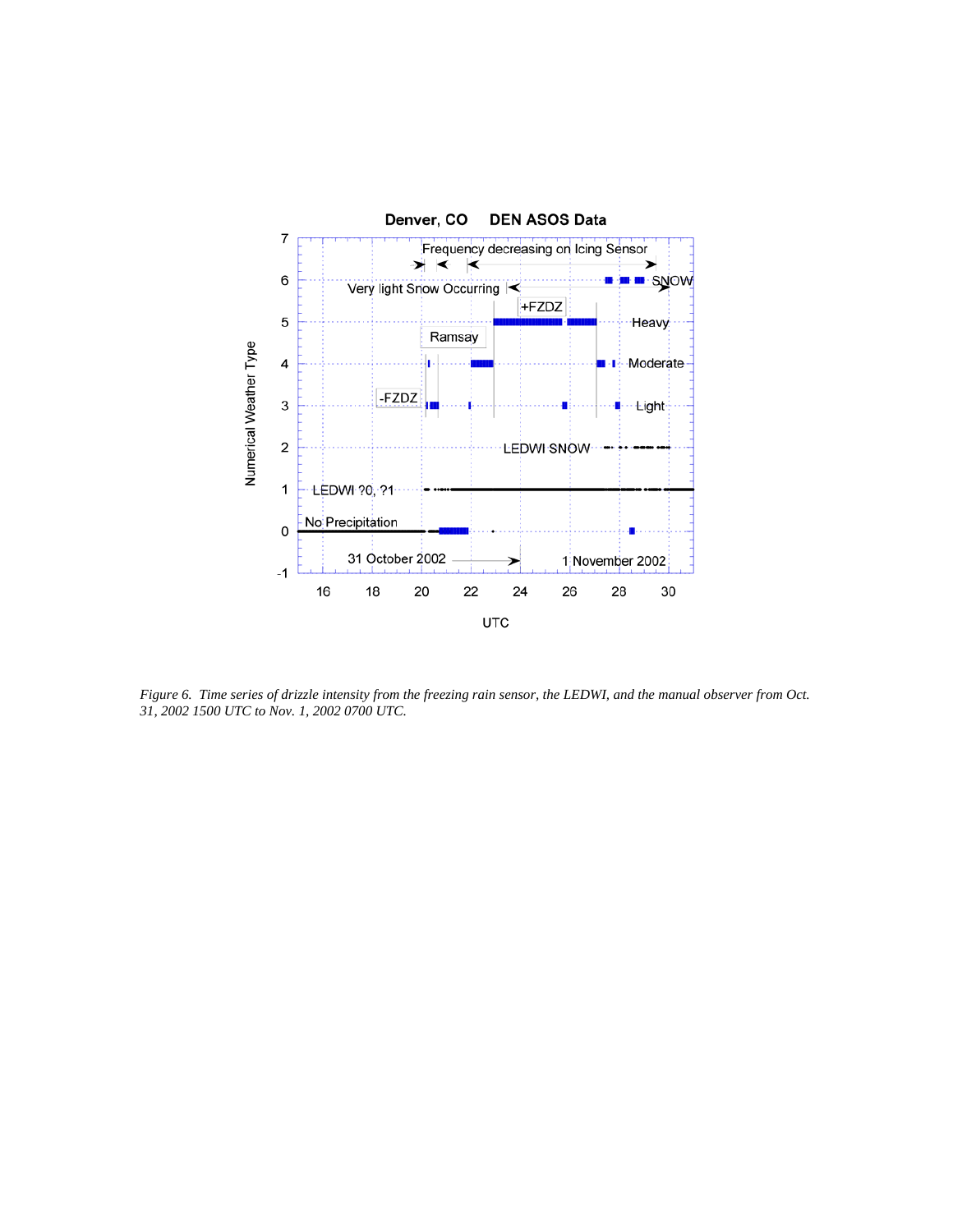*Figure 6. Time series of drizzle intensity from the freezing rain sensor, the LEDWI, and the manual observer from Oct. 31, 2002 1500 UTC to Nov. 1, 2002 0700 UTC.*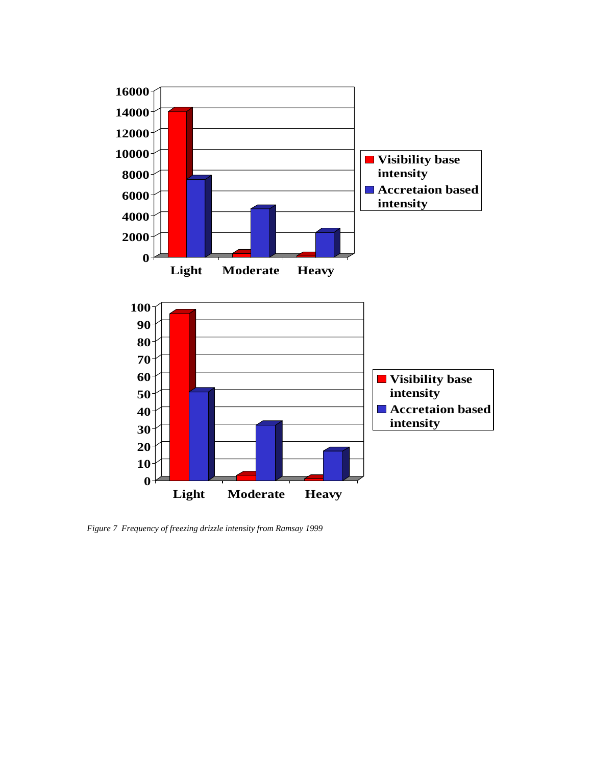*Figure 7 Frequency of freezing drizzle intensity from Ramsay 1999*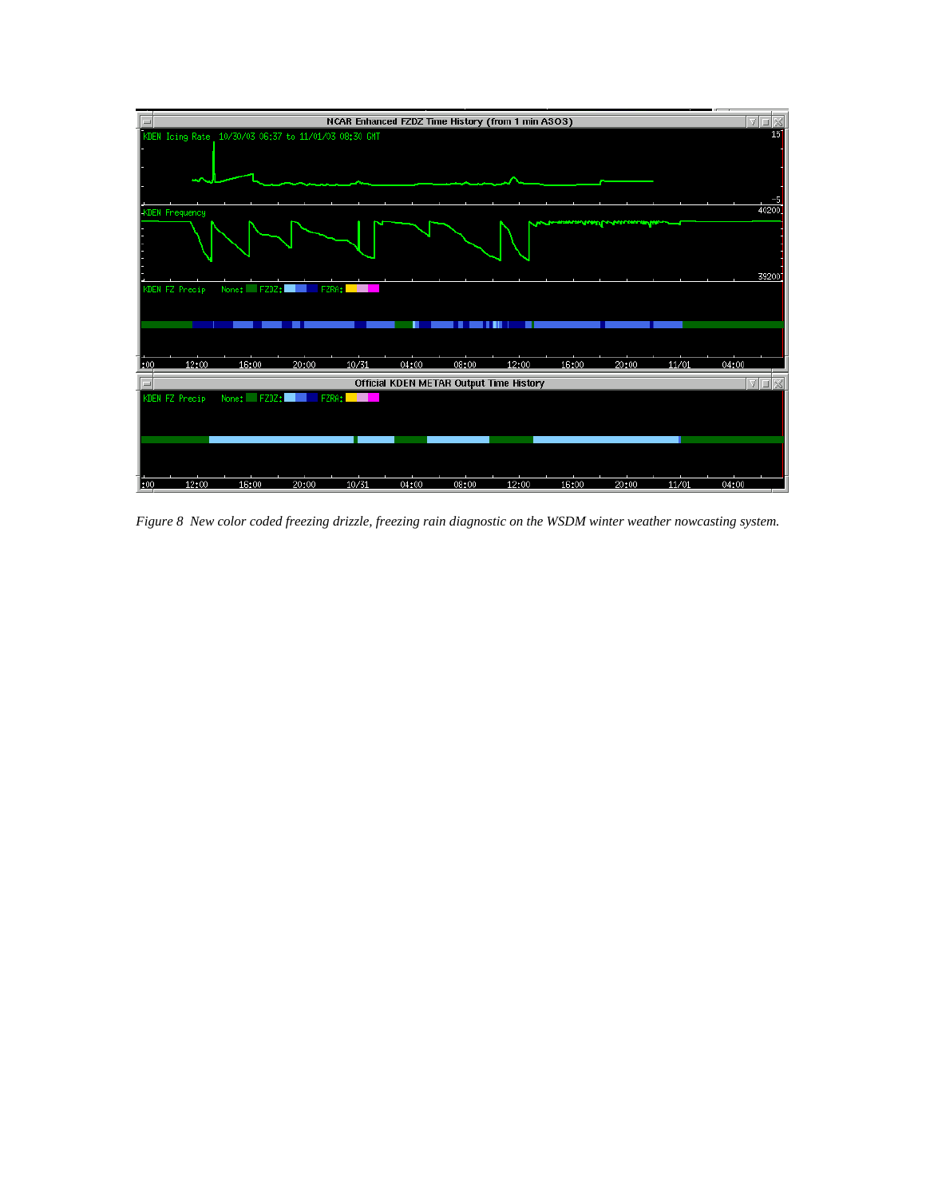NCAR Enhanced FZDZ Time History (from 1 min ASOS)

KDEN Icing Rate 10/30/03 06:37 to 11/01/03 08:30 GMT

15

-5

KDEN Frequency

40200

39200

KDEN FZ Precip None: FZDZ: FZRA:

:00 12:00 16:00 20:00 10/31 04:00 08:00 12:00 16:00 20:00 11/01 04:00

Official KDEN METAR Output Time History

KDEN FZ Precip None: FZDZ: FZRA:

:00 12:00 16:00 20:00 10/31 04:00 08:00 12:00 16:00 20:00 11/01 04:00

*Figure 8 New color coded freezing drizzle, freezing rain diagnostic on the WSDM winter weather nowcasting system.*